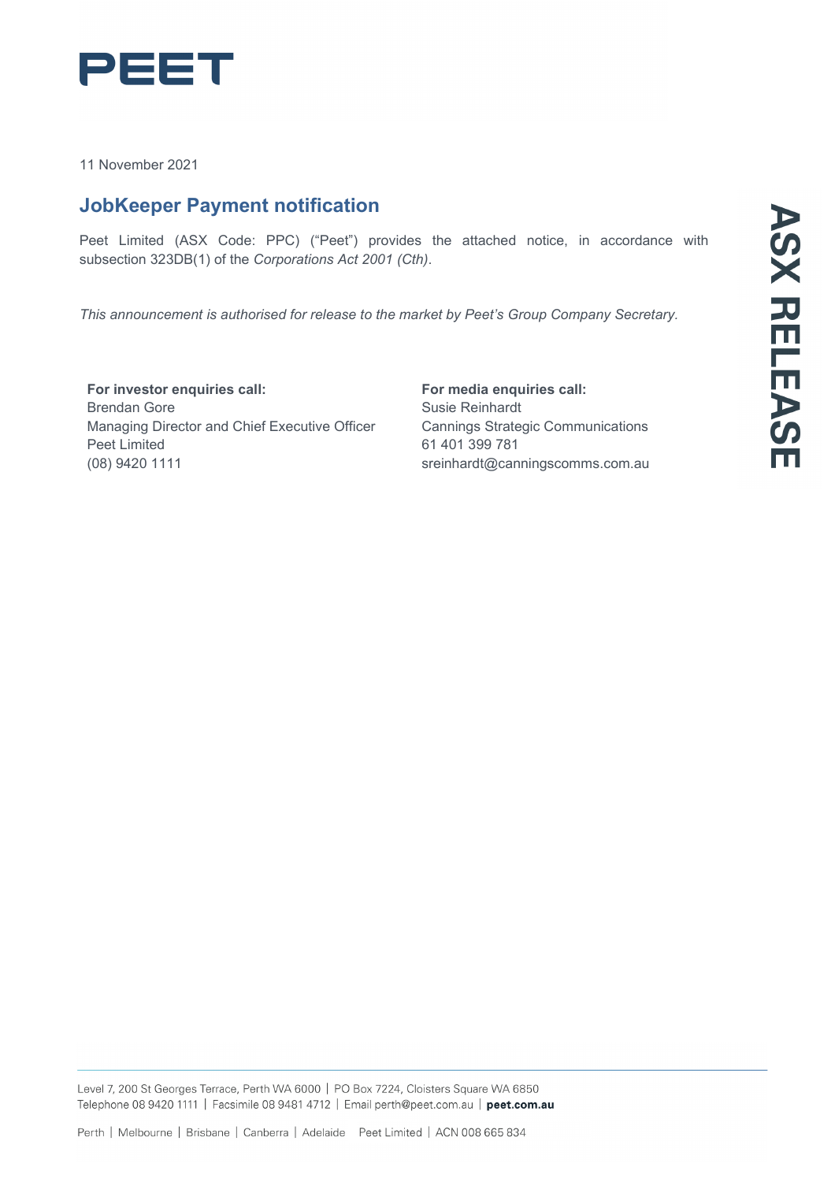PEET

11 November 2021

## JobKeeper Payment notification

Peet Limited (ASX Code: PPC) ("Peet") provides the attached notice, in accordance with subsection 323DB(1) of the *Corporations Act 2001 (Cth)*.

*This announcement is authorised for release to the market by Peet's Group Company Secretary.*

**For investor enquiries call:**
Brendan Gore
Managing Director and Chief Executive Officer
Peet Limited
(08) 9420 1111

**For media enquiries call:**
Susie Reinhardt
Cannings Strategic Communications
61 401 399 781
sreinhardt@canningscomms.com.au

ASX RELEASE

Level 7, 200 St Georges Terrace, Perth WA 6000 | PO Box 7224, Cloisters Square WA 6850
Telephone 08 9420 1111 | Facsimile 08 9481 4712 | Email perth@peet.com.au | **peet.com.au**

Perth | Melbourne | Brisbane | Canberra | Adelaide    Peet Limited | ACN 008 665 834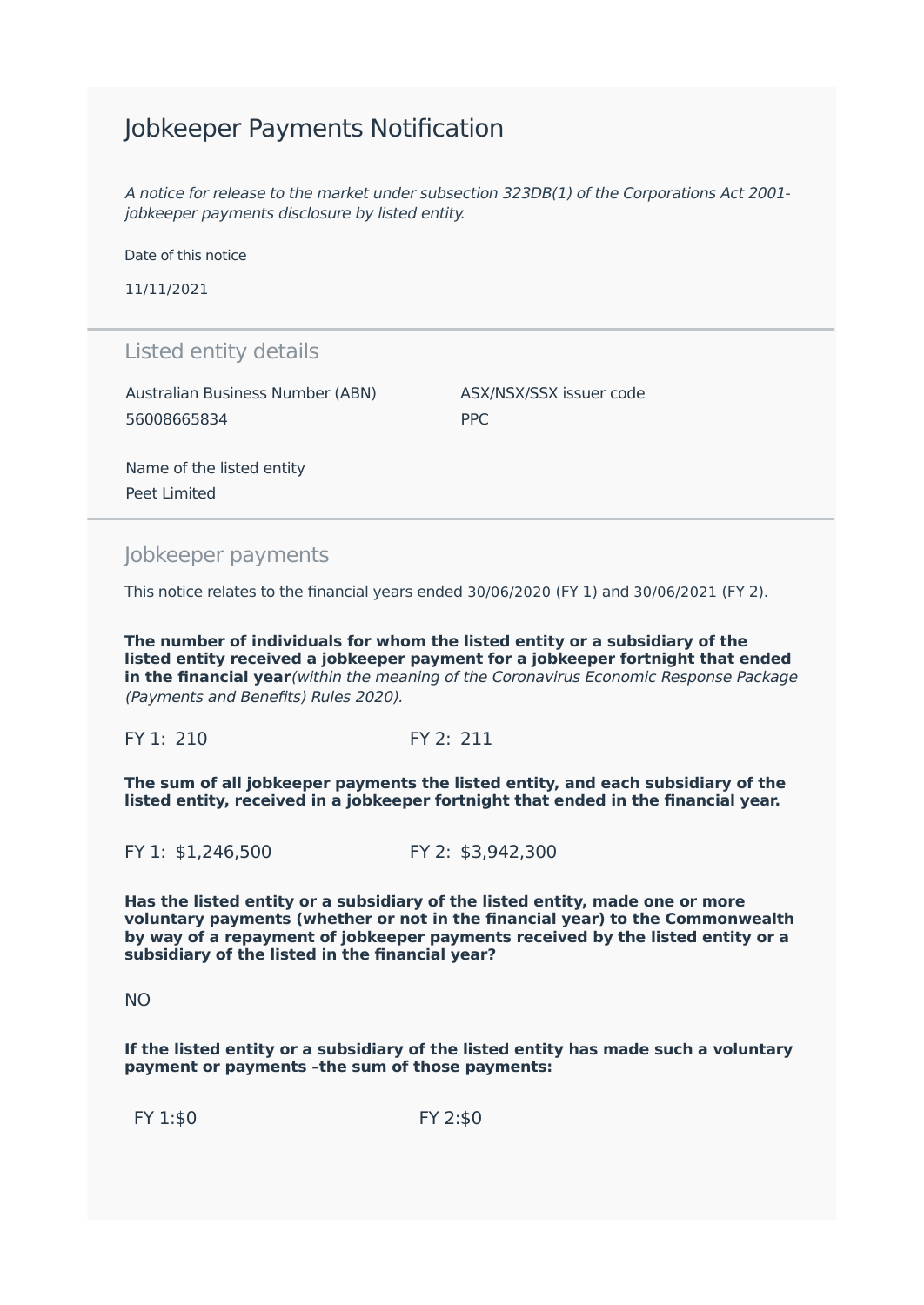# Jobkeeper Payments Notification

*A notice for release to the market under subsection 323DB(1) of the Corporations Act 2001- jobkeeper payments disclosure by listed entity.*

Date of this notice

11/11/2021

## Listed entity details

Australian Business Number (ABN)

56008665834

ASX/NSX/SSX issuer code

PPC

Name of the listed entity

Peet Limited

## Jobkeeper payments

This notice relates to the financial years ended 30/06/2020 (FY 1) and 30/06/2021 (FY 2).

**The number of individuals for whom the listed entity or a subsidiary of the listed entity received a jobkeeper payment for a jobkeeper fortnight that ended in the financial year***(within the meaning of the Coronavirus Economic Response Package (Payments and Benefits) Rules 2020).*

FY 1: 210

FY 2: 211

**The sum of all jobkeeper payments the listed entity, and each subsidiary of the listed entity, received in a jobkeeper fortnight that ended in the financial year.**

FY 1: $1,246,500

FY 2: $3,942,300

**Has the listed entity or a subsidiary of the listed entity, made one or more voluntary payments (whether or not in the financial year) to the Commonwealth by way of a repayment of jobkeeper payments received by the listed entity or a subsidiary of the listed in the financial year?**

NO

**If the listed entity or a subsidiary of the listed entity has made such a voluntary payment or payments –the sum of those payments:**

FY 1:$0

FY 2:$0